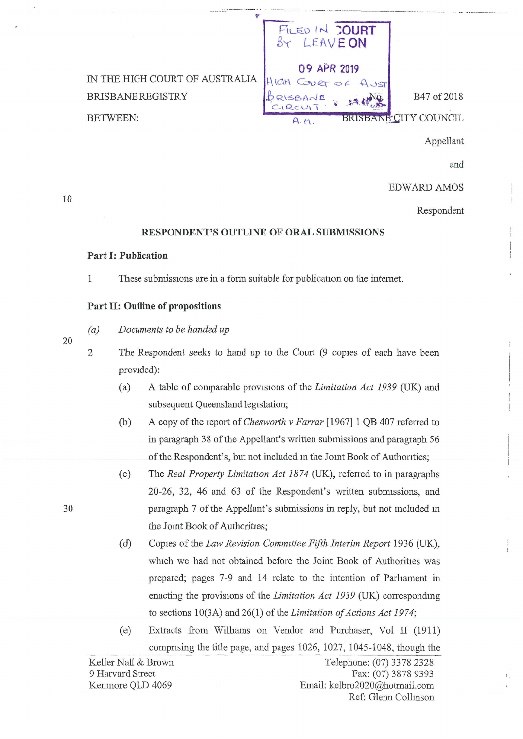FILED IN COURT BY LEAVE ON

09 APR 2019

HIGH COURT OF AUST BRISBANE CIRCUIT A.M.

IN THE HIGH COURT OF AUSTRALIA
BRISBANE REGISTRY

No. B47 of 2018

BETWEEN:

BRISBANE CITY COUNCIL

Appellant

and

EDWARD AMOS

Respondent

## RESPONDENT'S OUTLINE OF ORAL SUBMISSIONS

### Part I: Publication

1 These submissions are in a form suitable for publication on the internet.

### Part II: Outline of propositions

*(a) Documents to be handed up*

2 The Respondent seeks to hand up to the Court (9 copies of each have been provided):

(a) A table of comparable provisions of the *Limitation Act 1939* (UK) and subsequent Queensland legislation;

(b) A copy of the report of *Chesworth v Farrar* [1967] 1 QB 407 referred to in paragraph 38 of the Appellant's written submissions and paragraph 56 of the Respondent's, but not included in the Joint Book of Authorities;

(c) The *Real Property Limitation Act 1874* (UK), referred to in paragraphs 20-26, 32, 46 and 63 of the Respondent's written submissions, and paragraph 7 of the Appellant's submissions in reply, but not included in the Joint Book of Authorities;

(d) Copies of the *Law Revision Committee Fifth Interim Report* 1936 (UK), which we had not obtained before the Joint Book of Authorities was prepared; pages 7-9 and 14 relate to the intention of Parliament in enacting the provisions of the *Limitation Act 1939* (UK) corresponding to sections 10(3A) and 26(1) of the *Limitation of Actions Act 1974*;

(e) Extracts from Williams on Vendor and Purchaser, Vol II (1911) comprising the title page, and pages 1026, 1027, 1045-1048, though the

Keller Nall & Brown
9 Harvard Street
Kenmore QLD 4069

Telephone: (07) 3378 2328
Fax: (07) 3878 9393
Email: kelbro2020@hotmail.com
Ref: Glenn Collinson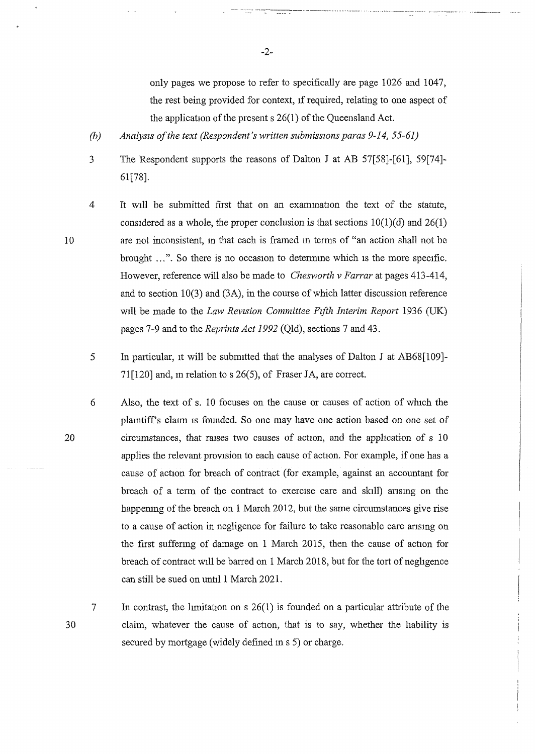only pages we propose to refer to specifically are page 1026 and 1047, the rest being provided for context, if required, relating to one aspect of the application of the present s 26(1) of the Queensland Act.

*(b) Analysis of the text (Respondent's written submissions paras 9-14, 55-61)*

3 The Respondent supports the reasons of Dalton J at AB 57[58]-[61], 59[74]-61[78].

4 It will be submitted first that on an examination the text of the statute, considered as a whole, the proper conclusion is that sections 10(1)(d) and 26(1) are not inconsistent, in that each is framed in terms of "an action shall not be brought ...". So there is no occasion to determine which is the more specific. However, reference will also be made to *Chesworth v Farrar* at pages 413-414, and to section 10(3) and (3A), in the course of which latter discussion reference will be made to the *Law Revision Committee Fifth Interim Report* 1936 (UK) pages 7-9 and to the *Reprints Act 1992* (Qld), sections 7 and 43.

5 In particular, it will be submitted that the analyses of Dalton J at AB68[109]-71[120] and, in relation to s 26(5), of Fraser JA, are correct.

6 Also, the text of s. 10 focuses on the cause or causes of action of which the plaintiff's claim is founded. So one may have one action based on one set of circumstances, that raises two causes of action, and the application of s 10 applies the relevant provision to each cause of action. For example, if one has a cause of action for breach of contract (for example, against an accountant for breach of a term of the contract to exercise care and skill) arising on the happening of the breach on 1 March 2012, but the same circumstances give rise to a cause of action in negligence for failure to take reasonable care arising on the first suffering of damage on 1 March 2015, then the cause of action for breach of contract will be barred on 1 March 2018, but for the tort of negligence can still be sued on until 1 March 2021.

7 In contrast, the limitation on s 26(1) is founded on a particular attribute of the claim, whatever the cause of action, that is to say, whether the liability is secured by mortgage (widely defined in s 5) or charge.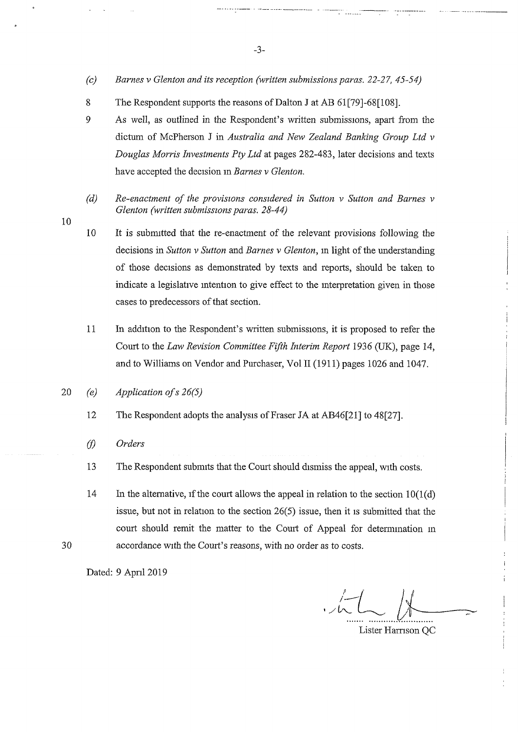*(c) Barnes v Glenton and its reception (written submissions paras. 22-27, 45-54)*

8 The Respondent supports the reasons of Dalton J at AB 61[79]-68[108].

9 As well, as outlined in the Respondent's written submissions, apart from the dictum of McPherson J in *Australia and New Zealand Banking Group Ltd v Douglas Morris Investments Pty Ltd* at pages 282-483, later decisions and texts have accepted the decision in *Barnes v Glenton.*

*(d) Re-enactment of the provisions considered in Sutton v Sutton and Barnes v Glenton (written submissions paras. 28-44)*

10 It is submitted that the re-enactment of the relevant provisions following the decisions in *Sutton v Sutton* and *Barnes v Glenton*, in light of the understanding of those decisions as demonstrated by texts and reports, should be taken to indicate a legislative intention to give effect to the interpretation given in those cases to predecessors of that section.

11 In addition to the Respondent's written submissions, it is proposed to refer the Court to the *Law Revision Committee Fifth Interim Report* 1936 (UK), page 14, and to Williams on Vendor and Purchaser, Vol II (1911) pages 1026 and 1047.

*(e) Application of s 26(5)*

12 The Respondent adopts the analysis of Fraser JA at AB46[21] to 48[27].

*(f) Orders*

13 The Respondent submits that the Court should dismiss the appeal, with costs.

14 In the alternative, if the court allows the appeal in relation to the section 10(1(d) issue, but not in relation to the section 26(5) issue, then it is submitted that the court should remit the matter to the Court of Appeal for determination in accordance with the Court's reasons, with no order as to costs.

Dated: 9 April 2019

Lister Harrison QC